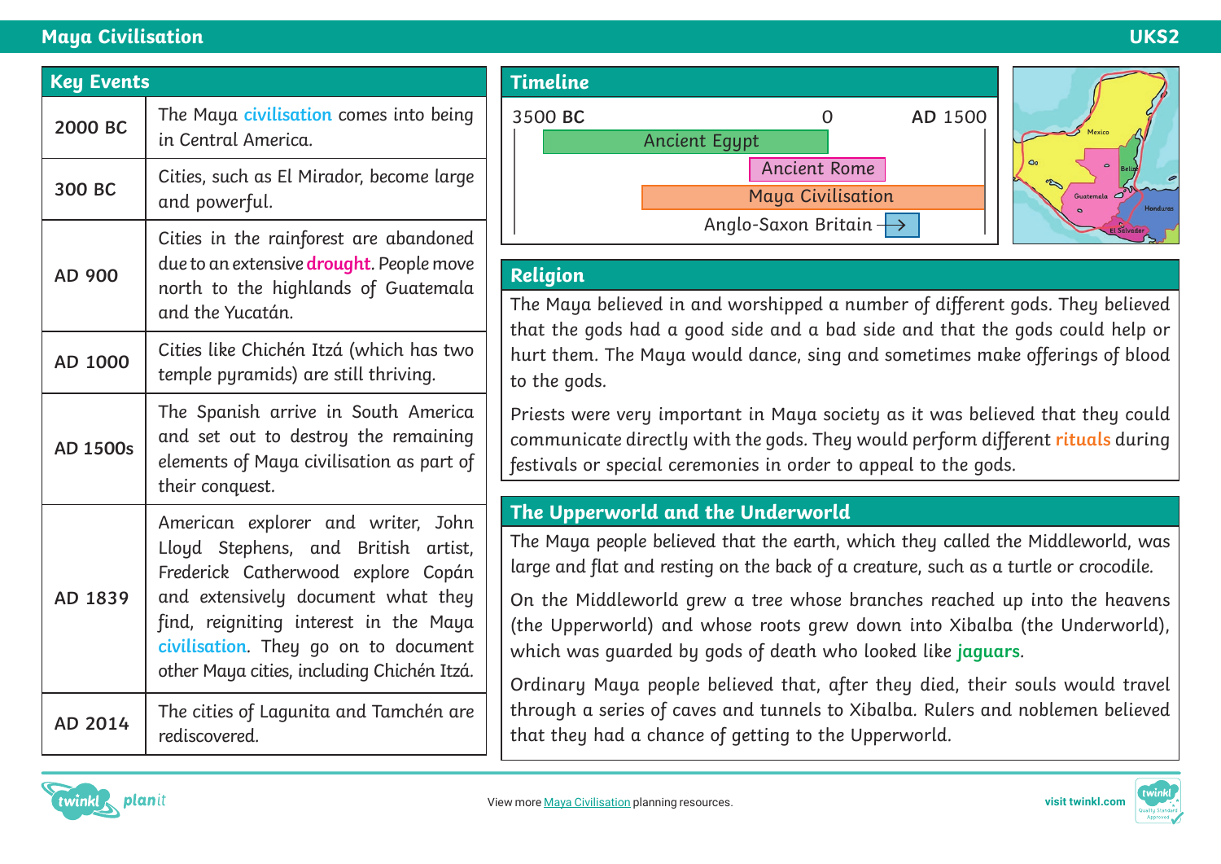# Maya Civilisation

UKS2

## Key Events

| Date | Event |
|---|---|
| 2000 BC | The Maya civilisation comes into being in Central America. |
| 300 BC | Cities, such as El Mirador, become large and powerful. |
| AD 900 | Cities in the rainforest are abandoned due to an extensive drought. People move north to the highlands of Guatemala and the Yucatán. |
| AD 1000 | Cities like Chichén Itzá (which has two temple pyramids) are still thriving. |
| AD 1500s | The Spanish arrive in South America and set out to destroy the remaining elements of Maya civilisation as part of their conquest. |
| AD 1839 | American explorer and writer, John Lloyd Stephens, and British artist, Frederick Catherwood explore Copán and extensively document what they find, reigniting interest in the Maya civilisation. They go on to document other Maya cities, including Chichén Itzá. |
| AD 2014 | The cities of Lagunita and Tamchén are rediscovered. |

## Timeline

3500 BC — 0 — AD 1500

- Ancient Egypt
- Ancient Rome
- Maya Civilisation
- Anglo-Saxon Britain →

Mexico, Belize, Guatemala, Honduras, El Salvador

## Religion

The Maya believed in and worshipped a number of different gods. They believed that the gods had a good side and a bad side and that the gods could help or hurt them. The Maya would dance, sing and sometimes make offerings of blood to the gods.

Priests were very important in Maya society as it was believed that they could communicate directly with the gods. They would perform different rituals during festivals or special ceremonies in order to appeal to the gods.

## The Upperworld and the Underworld

The Maya people believed that the earth, which they called the Middleworld, was large and flat and resting on the back of a creature, such as a turtle or crocodile.

On the Middleworld grew a tree whose branches reached up into the heavens (the Upperworld) and whose roots grew down into Xibalba (the Underworld), which was guarded by gods of death who looked like jaguars.

Ordinary Maya people believed that, after they died, their souls would travel through a series of caves and tunnels to Xibalba. Rulers and noblemen believed that they had a chance of getting to the Upperworld.

View more Maya Civilisation planning resources.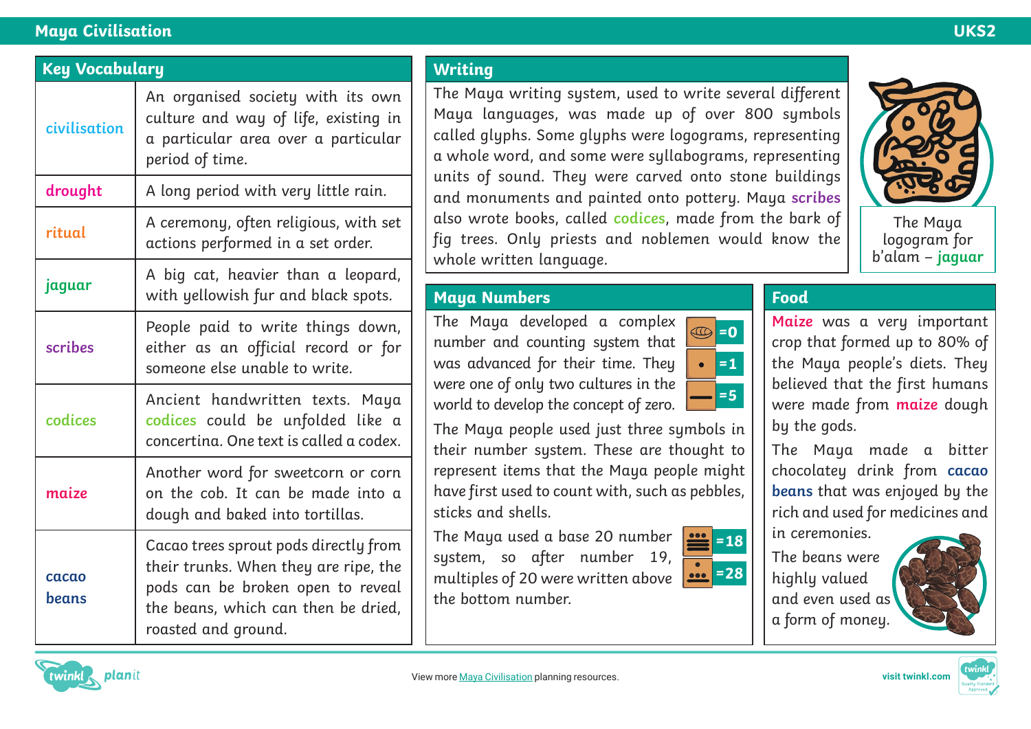# Maya Civilisation

UKS2

## Key Vocabulary

| | |
|---|---|
| **civilisation** | An organised society with its own culture and way of life, existing in a particular area over a particular period of time. |
| **drought** | A long period with very little rain. |
| **ritual** | A ceremony, often religious, with set actions performed in a set order. |
| **jaguar** | A big cat, heavier than a leopard, with yellowish fur and black spots. |
| **scribes** | People paid to write things down, either as an official record or for someone else unable to write. |
| **codices** | Ancient handwritten texts. Maya **codices** could be unfolded like a concertina. One text is called a codex. |
| **maize** | Another word for sweetcorn or corn on the cob. It can be made into a dough and baked into tortillas. |
| **cacao beans** | Cacao trees sprout pods directly from their trunks. When they are ripe, the pods can be broken open to reveal the beans, which can then be dried, roasted and ground. |

## Writing

The Maya writing system, used to write several different Maya languages, was made up of over 800 symbols called glyphs. Some glyphs were logograms, representing a whole word, and some were syllabograms, representing units of sound. They were carved onto stone buildings and monuments and painted onto pottery. Maya **scribes** also wrote books, called **codices**, made from the bark of fig trees. Only priests and noblemen would know the whole written language.

The Maya logogram for b'alam – **jaguar**

## Maya Numbers

The Maya developed a complex number and counting system that was advanced for their time. They were one of only two cultures in the world to develop the concept of zero.

=0

=1

=5

The Maya people used just three symbols in their number system. These are thought to represent items that the Maya people might have first used to count with, such as pebbles, sticks and shells.

The Maya used a base 20 number system, so after number 19, multiples of 20 were written above the bottom number.

=18

=28

## Food

**Maize** was a very important crop that formed up to 80% of the Maya people's diets. They believed that the first humans were made from **maize** dough by the gods.

The Maya made a bitter chocolatey drink from **cacao beans** that was enjoyed by the rich and used for medicines and in ceremonies.

The beans were highly valued and even used as a form of money.

View more Maya Civilisation planning resources.